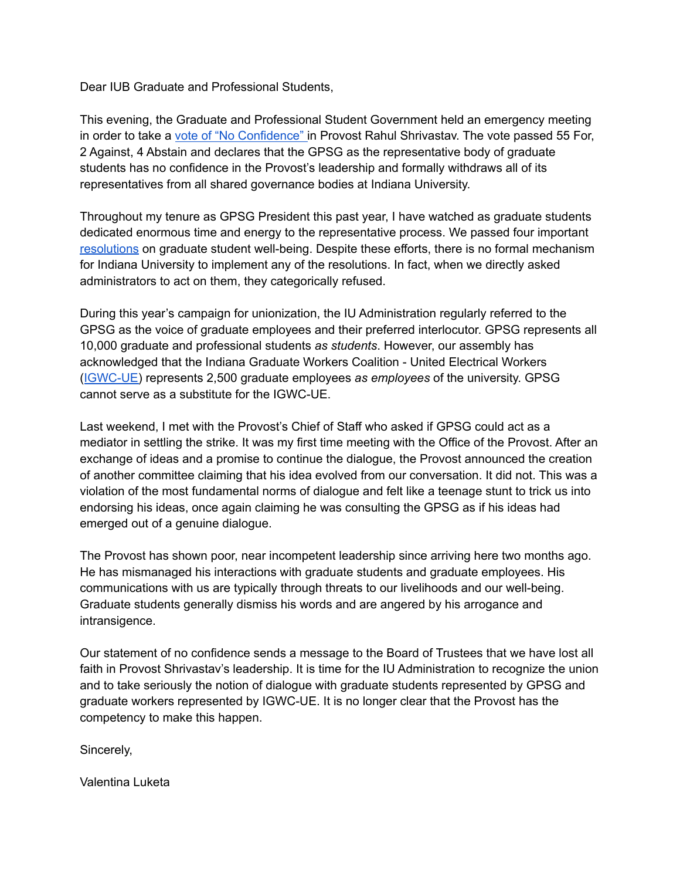Dear IUB Graduate and Professional Students,

This evening, the Graduate and Professional Student Government held an emergency meeting in order to take a vote of "No Confidence" in Provost Rahul Shrivastav. The vote passed 55 For, 2 Against, 4 Abstain and declares that the GPSG as the representative body of graduate students has no confidence in the Provost's leadership and formally withdraws all of its representatives from all shared governance bodies at Indiana University.

Throughout my tenure as GPSG President this past year, I have watched as graduate students dedicated enormous time and energy to the representative process. We passed four important resolutions on graduate student well-being. Despite these efforts, there is no formal mechanism for Indiana University to implement any of the resolutions. In fact, when we directly asked administrators to act on them, they categorically refused.

During this year's campaign for unionization, the IU Administration regularly referred to the GPSG as the voice of graduate employees and their preferred interlocutor. GPSG represents all 10,000 graduate and professional students *as students*. However, our assembly has acknowledged that the Indiana Graduate Workers Coalition - United Electrical Workers (IGWC-UE) represents 2,500 graduate employees *as employees* of the university. GPSG cannot serve as a substitute for the IGWC-UE.

Last weekend, I met with the Provost's Chief of Staff who asked if GPSG could act as a mediator in settling the strike. It was my first time meeting with the Office of the Provost. After an exchange of ideas and a promise to continue the dialogue, the Provost announced the creation of another committee claiming that his idea evolved from our conversation. It did not. This was a violation of the most fundamental norms of dialogue and felt like a teenage stunt to trick us into endorsing his ideas, once again claiming he was consulting the GPSG as if his ideas had emerged out of a genuine dialogue.

The Provost has shown poor, near incompetent leadership since arriving here two months ago. He has mismanaged his interactions with graduate students and graduate employees. His communications with us are typically through threats to our livelihoods and our well-being. Graduate students generally dismiss his words and are angered by his arrogance and intransigence.

Our statement of no confidence sends a message to the Board of Trustees that we have lost all faith in Provost Shrivastav's leadership. It is time for the IU Administration to recognize the union and to take seriously the notion of dialogue with graduate students represented by GPSG and graduate workers represented by IGWC-UE. It is no longer clear that the Provost has the competency to make this happen.

Sincerely,

Valentina Luketa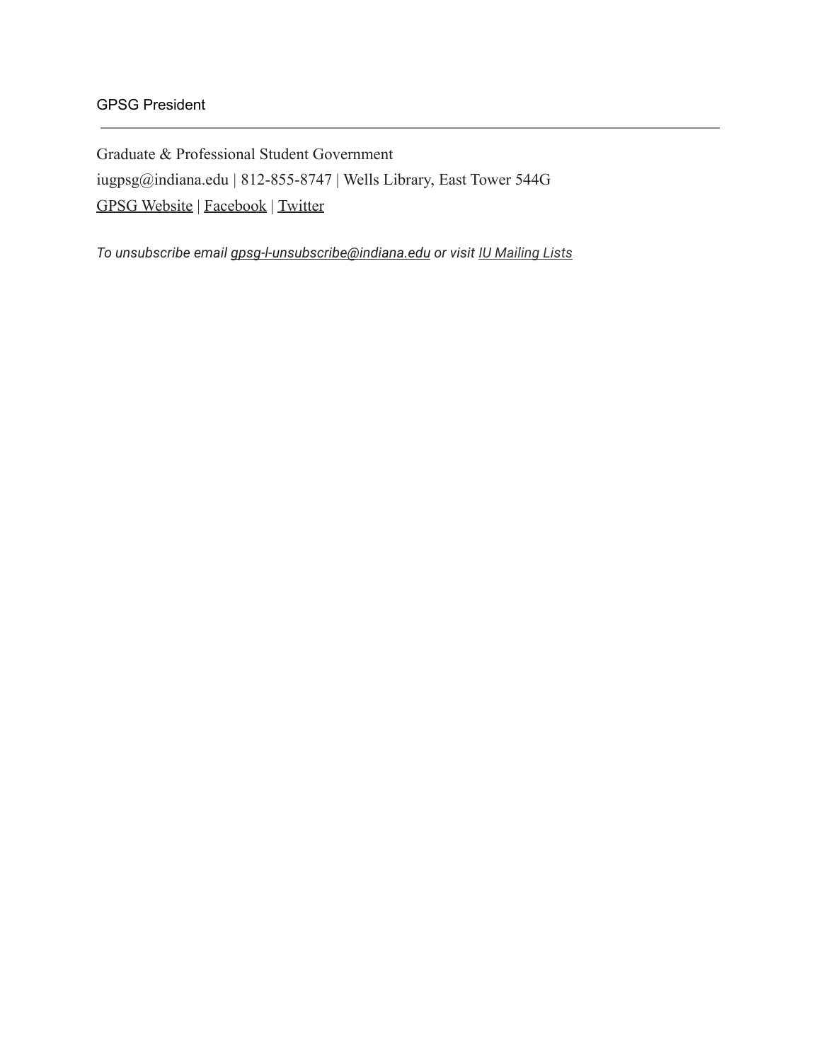GPSG President

---

Graduate & Professional Student Government
iugpsg@indiana.edu | 812-855-8747 | Wells Library, East Tower 544G
GPSG Website | Facebook | Twitter

*To unsubscribe email gpsg-l-unsubscribe@indiana.edu or visit IU Mailing Lists*